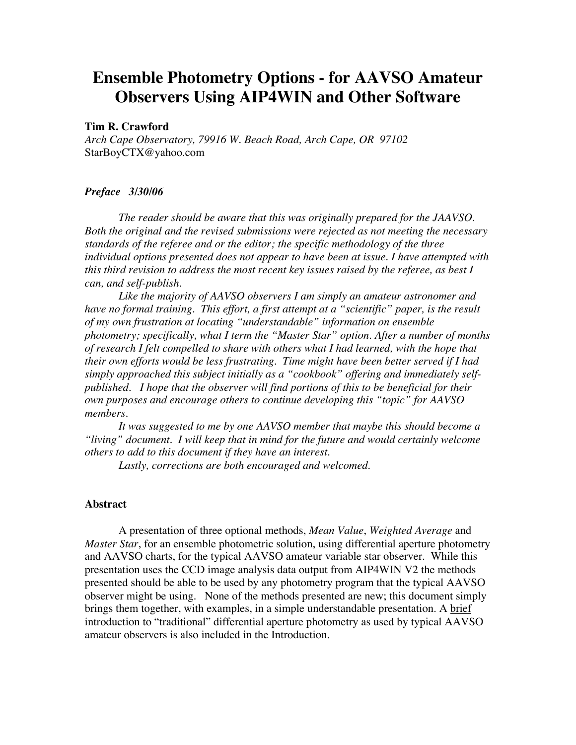# Ensemble Photometry Options - for AAVSO Amateur Observers Using AIP4WIN and Other Software

**Tim R. Crawford**

*Arch Cape Observatory, 79916 W. Beach Road, Arch Cape, OR 97102*
StarBoyCTX@yahoo.com

***Preface 3/30/06***

*The reader should be aware that this was originally prepared for the JAAVSO. Both the original and the revised submissions were rejected as not meeting the necessary standards of the referee and or the editor; the specific methodology of the three individual options presented does not appear to have been at issue. I have attempted with this third revision to address the most recent key issues raised by the referee, as best I can, and self-publish.*

*Like the majority of AAVSO observers I am simply an amateur astronomer and have no formal training. This effort, a first attempt at a "scientific" paper, is the result of my own frustration at locating "understandable" information on ensemble photometry; specifically, what I term the "Master Star" option. After a number of months of research I felt compelled to share with others what I had learned, with the hope that their own efforts would be less frustrating. Time might have been better served if I had simply approached this subject initially as a "cookbook" offering and immediately self-published. I hope that the observer will find portions of this to be beneficial for their own purposes and encourage others to continue developing this "topic" for AAVSO members.*

*It was suggested to me by one AAVSO member that maybe this should become a "living" document. I will keep that in mind for the future and would certainly welcome others to add to this document if they have an interest.*

*Lastly, corrections are both encouraged and welcomed.*

**Abstract**

A presentation of three optional methods, *Mean Value*, *Weighted Average* and *Master Star*, for an ensemble photometric solution, using differential aperture photometry and AAVSO charts, for the typical AAVSO amateur variable star observer. While this presentation uses the CCD image analysis data output from AIP4WIN V2 the methods presented should be able to be used by any photometry program that the typical AAVSO observer might be using. None of the methods presented are new; this document simply brings them together, with examples, in a simple understandable presentation. A brief introduction to "traditional" differential aperture photometry as used by typical AAVSO amateur observers is also included in the Introduction.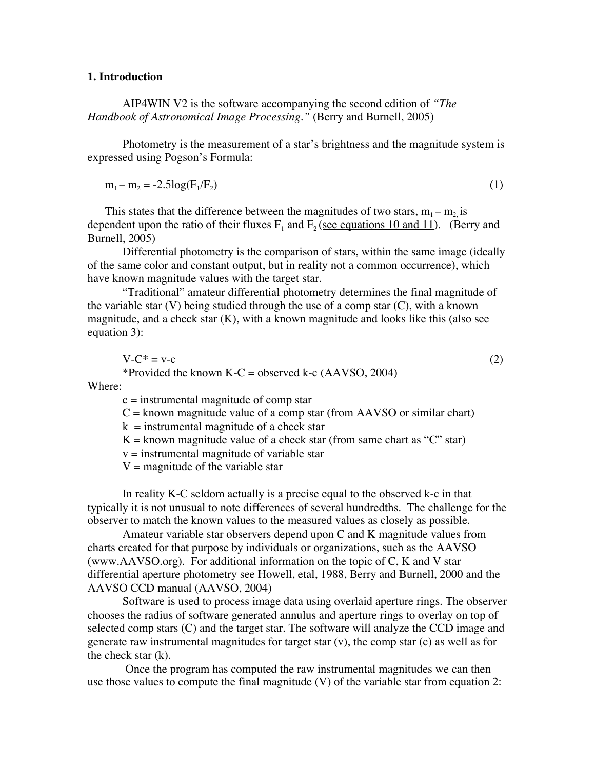## 1. Introduction

AIP4WIN V2 is the software accompanying the second edition of *"The Handbook of Astronomical Image Processing."* (Berry and Burnell, 2005)

Photometry is the measurement of a star's brightness and the magnitude system is expressed using Pogson's Formula:

$$m_1 - m_2 = -2.5\log(F_1/F_2) \qquad (1)$$

This states that the difference between the magnitudes of two stars, $m_1 - m_2$, is dependent upon the ratio of their fluxes $F_1$ and $F_2$ (see equations 10 and 11). (Berry and Burnell, 2005)

Differential photometry is the comparison of stars, within the same image (ideally of the same color and constant output, but in reality not a common occurrence), which have known magnitude values with the target star.

"Traditional" amateur differential photometry determines the final magnitude of the variable star (V) being studied through the use of a comp star (C), with a known magnitude, and a check star (K), with a known magnitude and looks like this (also see equation 3):

$$V\text{-}C^* = v\text{-}c \qquad (2)$$

*Provided the known K-C = observed k-c (AAVSO, 2004)

Where:

c = instrumental magnitude of comp star
C = known magnitude value of a comp star (from AAVSO or similar chart)
k = instrumental magnitude of a check star
K = known magnitude value of a check star (from same chart as "C" star)
v = instrumental magnitude of variable star
V = magnitude of the variable star

In reality K-C seldom actually is a precise equal to the observed k-c in that typically it is not unusual to note differences of several hundredths. The challenge for the observer to match the known values to the measured values as closely as possible.

Amateur variable star observers depend upon C and K magnitude values from charts created for that purpose by individuals or organizations, such as the AAVSO (www.AAVSO.org). For additional information on the topic of C, K and V star differential aperture photometry see Howell, etal, 1988, Berry and Burnell, 2000 and the AAVSO CCD manual (AAVSO, 2004)

Software is used to process image data using overlaid aperture rings. The observer chooses the radius of software generated annulus and aperture rings to overlay on top of selected comp stars (C) and the target star. The software will analyze the CCD image and generate raw instrumental magnitudes for target star (v), the comp star (c) as well as for the check star (k).

Once the program has computed the raw instrumental magnitudes we can then use those values to compute the final magnitude (V) of the variable star from equation 2: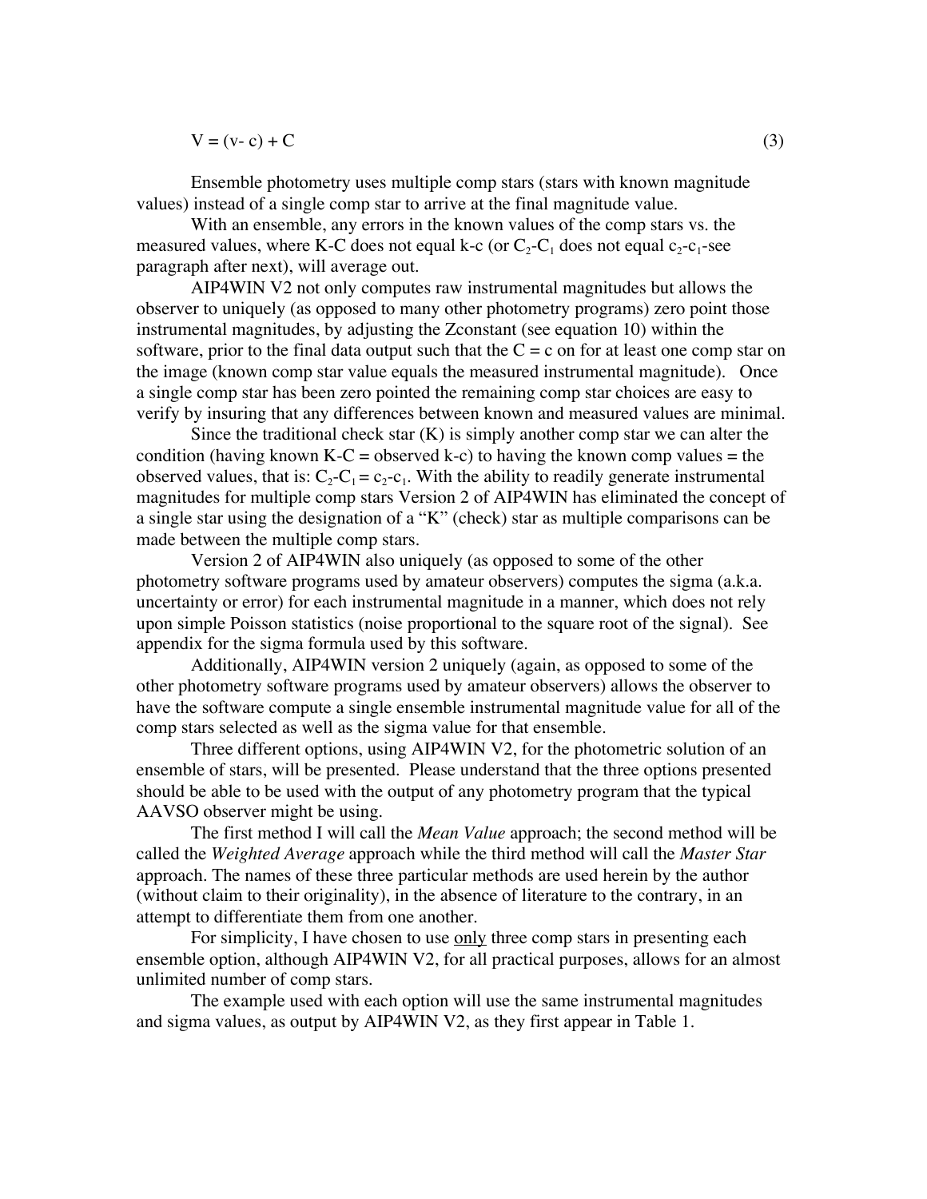$$V = (v - c) + C \tag{3}$$

Ensemble photometry uses multiple comp stars (stars with known magnitude values) instead of a single comp star to arrive at the final magnitude value.

With an ensemble, any errors in the known values of the comp stars vs. the measured values, where K-C does not equal k-c (or $C_2$-$C_1$ does not equal $c_2$-$c_1$-see paragraph after next), will average out.

AIP4WIN V2 not only computes raw instrumental magnitudes but allows the observer to uniquely (as opposed to many other photometry programs) zero point those instrumental magnitudes, by adjusting the Zconstant (see equation 10) within the software, prior to the final data output such that the C = c on for at least one comp star on the image (known comp star value equals the measured instrumental magnitude). Once a single comp star has been zero pointed the remaining comp star choices are easy to verify by insuring that any differences between known and measured values are minimal.

Since the traditional check star (K) is simply another comp star we can alter the condition (having known K-C = observed k-c) to having the known comp values = the observed values, that is: $C_2$-$C_1$ = $c_2$-$c_1$. With the ability to readily generate instrumental magnitudes for multiple comp stars Version 2 of AIP4WIN has eliminated the concept of a single star using the designation of a "K" (check) star as multiple comparisons can be made between the multiple comp stars.

Version 2 of AIP4WIN also uniquely (as opposed to some of the other photometry software programs used by amateur observers) computes the sigma (a.k.a. uncertainty or error) for each instrumental magnitude in a manner, which does not rely upon simple Poisson statistics (noise proportional to the square root of the signal). See appendix for the sigma formula used by this software.

Additionally, AIP4WIN version 2 uniquely (again, as opposed to some of the other photometry software programs used by amateur observers) allows the observer to have the software compute a single ensemble instrumental magnitude value for all of the comp stars selected as well as the sigma value for that ensemble.

Three different options, using AIP4WIN V2, for the photometric solution of an ensemble of stars, will be presented. Please understand that the three options presented should be able to be used with the output of any photometry program that the typical AAVSO observer might be using.

The first method I will call the *Mean Value* approach; the second method will be called the *Weighted Average* approach while the third method will call the *Master Star* approach. The names of these three particular methods are used herein by the author (without claim to their originality), in the absence of literature to the contrary, in an attempt to differentiate them from one another.

For simplicity, I have chosen to use only three comp stars in presenting each ensemble option, although AIP4WIN V2, for all practical purposes, allows for an almost unlimited number of comp stars.

The example used with each option will use the same instrumental magnitudes and sigma values, as output by AIP4WIN V2, as they first appear in Table 1.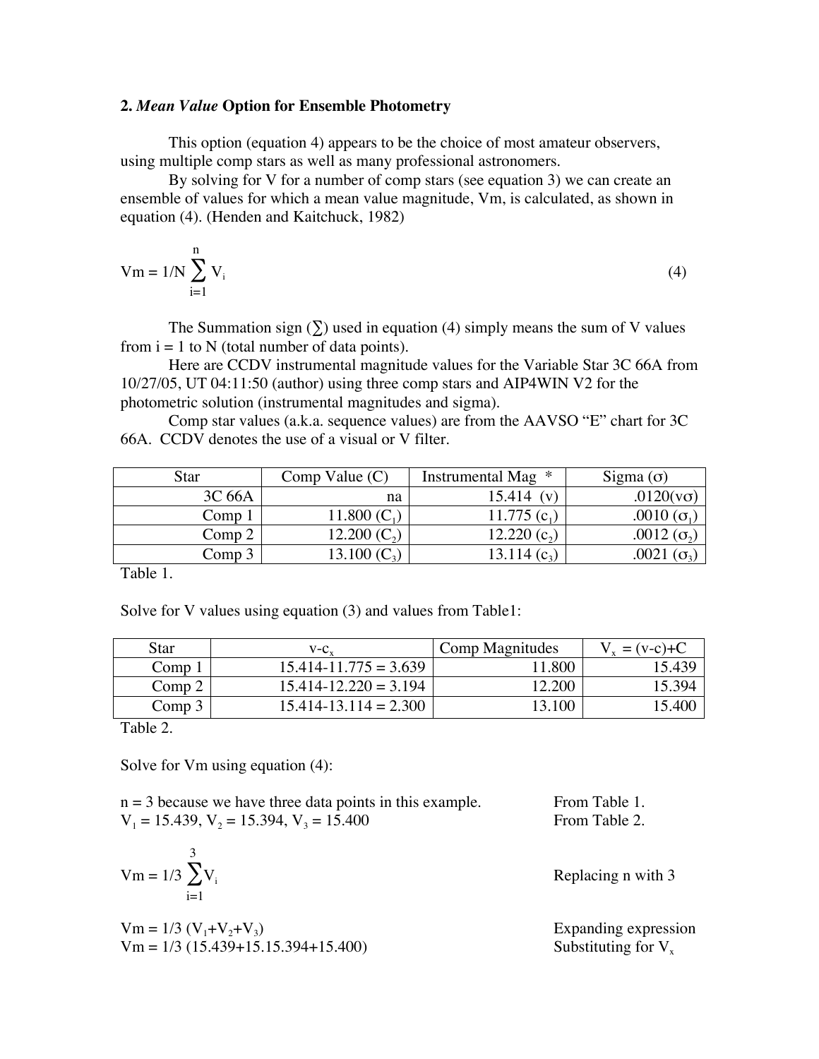## 2. *Mean Value* Option for Ensemble Photometry

This option (equation 4) appears to be the choice of most amateur observers, using multiple comp stars as well as many professional astronomers.

By solving for V for a number of comp stars (see equation 3) we can create an ensemble of values for which a mean value magnitude, Vm, is calculated, as shown in equation (4). (Henden and Kaitchuck, 1982)

$$\text{Vm} = 1/\text{N} \sum_{i=1}^{n} V_i \qquad (4)$$

The Summation sign (∑) used in equation (4) simply means the sum of V values from i = 1 to N (total number of data points).

Here are CCDV instrumental magnitude values for the Variable Star 3C 66A from 10/27/05, UT 04:11:50 (author) using three comp stars and AIP4WIN V2 for the photometric solution (instrumental magnitudes and sigma).

Comp star values (a.k.a. sequence values) are from the AAVSO "E" chart for 3C 66A. CCDV denotes the use of a visual or V filter.

| Star | Comp Value (C) | Instrumental Mag * | Sigma (σ) |
|---|---|---|---|
| 3C 66A | na | 15.414 (v) | .0120(vσ) |
| Comp 1 | 11.800 ($C_1$) | 11.775 ($c_1$) | .0010 ($\sigma_1$) |
| Comp 2 | 12.200 ($C_2$) | 12.220 ($c_2$) | .0012 ($\sigma_2$) |
| Comp 3 | 13.100 ($C_3$) | 13.114 ($c_3$) | .0021 ($\sigma_3$) |

Table 1.

Solve for V values using equation (3) and values from Table1:

| Star | $v\text{-}c_x$ | Comp Magnitudes | $V_x$ = (v-c)+C |
|---|---|---|---|
| Comp 1 | 15.414-11.775 = 3.639 | 11.800 | 15.439 |
| Comp 2 | 15.414-12.220 = 3.194 | 12.200 | 15.394 |
| Comp 3 | 15.414-13.114 = 2.300 | 13.100 | 15.400 |

Table 2.

Solve for Vm using equation (4):

n = 3 because we have three data points in this example. — From Table 1.

$V_1$ = 15.439, $V_2$ = 15.394, $V_3$ = 15.400 — From Table 2.

$$\text{Vm} = 1/3 \sum_{i=1}^{3} V_i$$ 
Replacing n with 3

$\text{Vm} = 1/3\ (V_1+V_2+V_3)$ — Expanding expression

$\text{Vm} = 1/3\ (15.439+15.15.394+15.400)$ — Substituting for $V_x$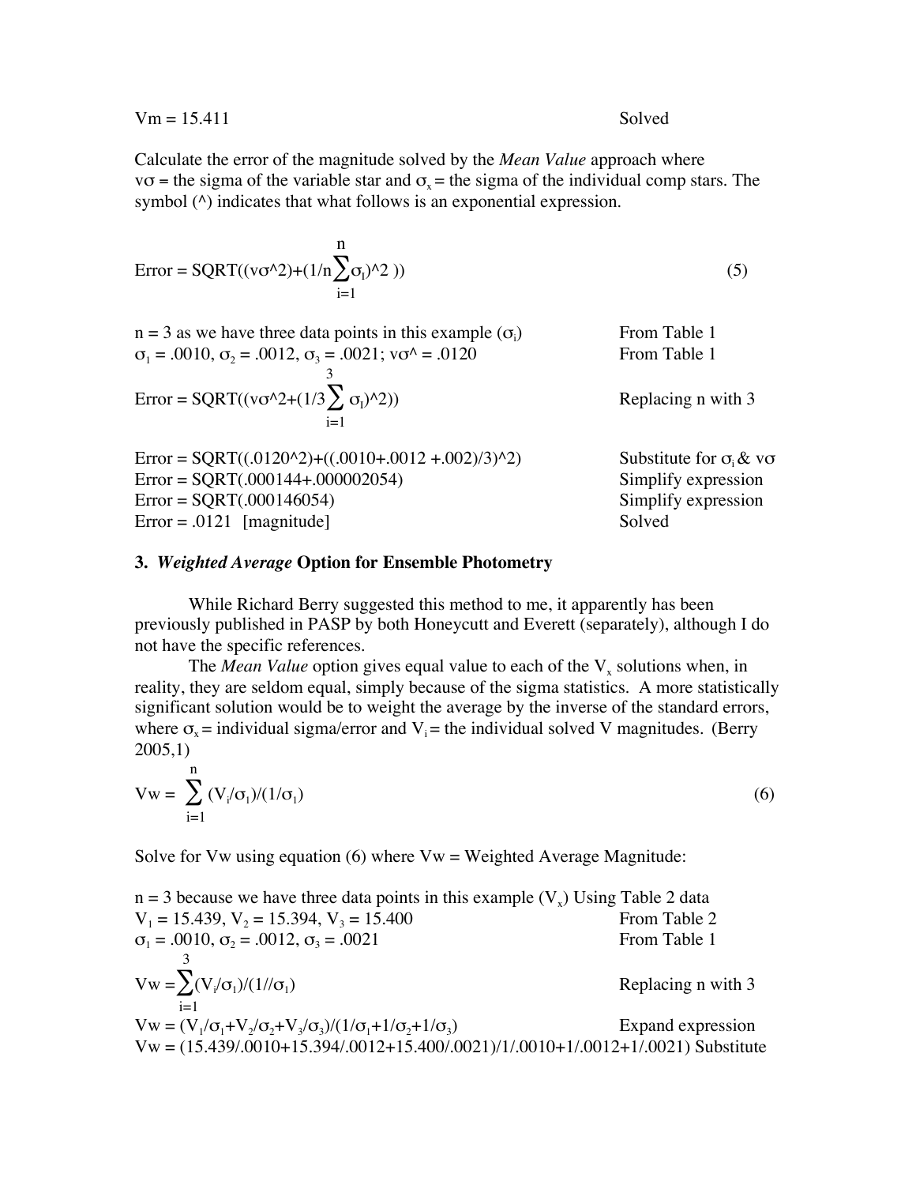$Vm = 15.411$ Solved

Calculate the error of the magnitude solved by the *Mean Value* approach where $v\sigma$ = the sigma of the variable star and $\sigma_x$ = the sigma of the individual comp stars. The symbol (^) indicates that what follows is an exponential expression.

$$\text{Error} = \text{SQRT}((v\sigma\text{^}2)+(1/n\sum_{i=1}^{n}\sigma_I)\text{^}2\ )) \tag{5}$$

$n = 3$ as we have three data points in this example ($\sigma_i$) From Table 1

$\sigma_1 = .0010$, $\sigma_2 = .0012$, $\sigma_3 = .0021$; $v\sigma\text{^} = .0120$ From Table 1

$$\text{Error} = \text{SQRT}((v\sigma\text{^}2+(1/3\sum_{i=1}^{3}\sigma_I)\text{^}2))$$ Replacing n with 3

Error = SQRT((.0120^2)+((.0010+.0012 +.002)/3)^2) Substitute for $\sigma_i$ & $v\sigma$

Error = SQRT(.000144+.000002054) Simplify expression

Error = SQRT(.000146054) Simplify expression

Error = .0121 [magnitude] Solved

### 3. *Weighted Average* Option for Ensemble Photometry

While Richard Berry suggested this method to me, it apparently has been previously published in PASP by both Honeycutt and Everett (separately), although I do not have the specific references.

The *Mean Value* option gives equal value to each of the $V_x$ solutions when, in reality, they are seldom equal, simply because of the sigma statistics. A more statistically significant solution would be to weight the average by the inverse of the standard errors, where $\sigma_x$ = individual sigma/error and $V_i$ = the individual solved V magnitudes. (Berry 2005,1)

$$Vw = \sum_{i=1}^{n}(V_i/\sigma_1)/(1/\sigma_1) \tag{6}$$

Solve for Vw using equation (6) where Vw = Weighted Average Magnitude:

$n = 3$ because we have three data points in this example ($V_x$) Using Table 2 data

$V_1 = 15.439$, $V_2 = 15.394$, $V_3 = 15.400$ From Table 2

$\sigma_1 = .0010$, $\sigma_2 = .0012$, $\sigma_3 = .0021$ From Table 1

$$Vw = \sum_{i=1}^{3}(V_i/\sigma_1)/(1//\sigma_1)$$ Replacing n with 3

$Vw = (V_1/\sigma_1+V_2/\sigma_2+V_3/\sigma_3)/(1/\sigma_1+1/\sigma_2+1/\sigma_3)$ Expand expression

Vw = (15.439/.0010+15.394/.0012+15.400/.0021)/1/.0010+1/.0012+1/.0021) Substitute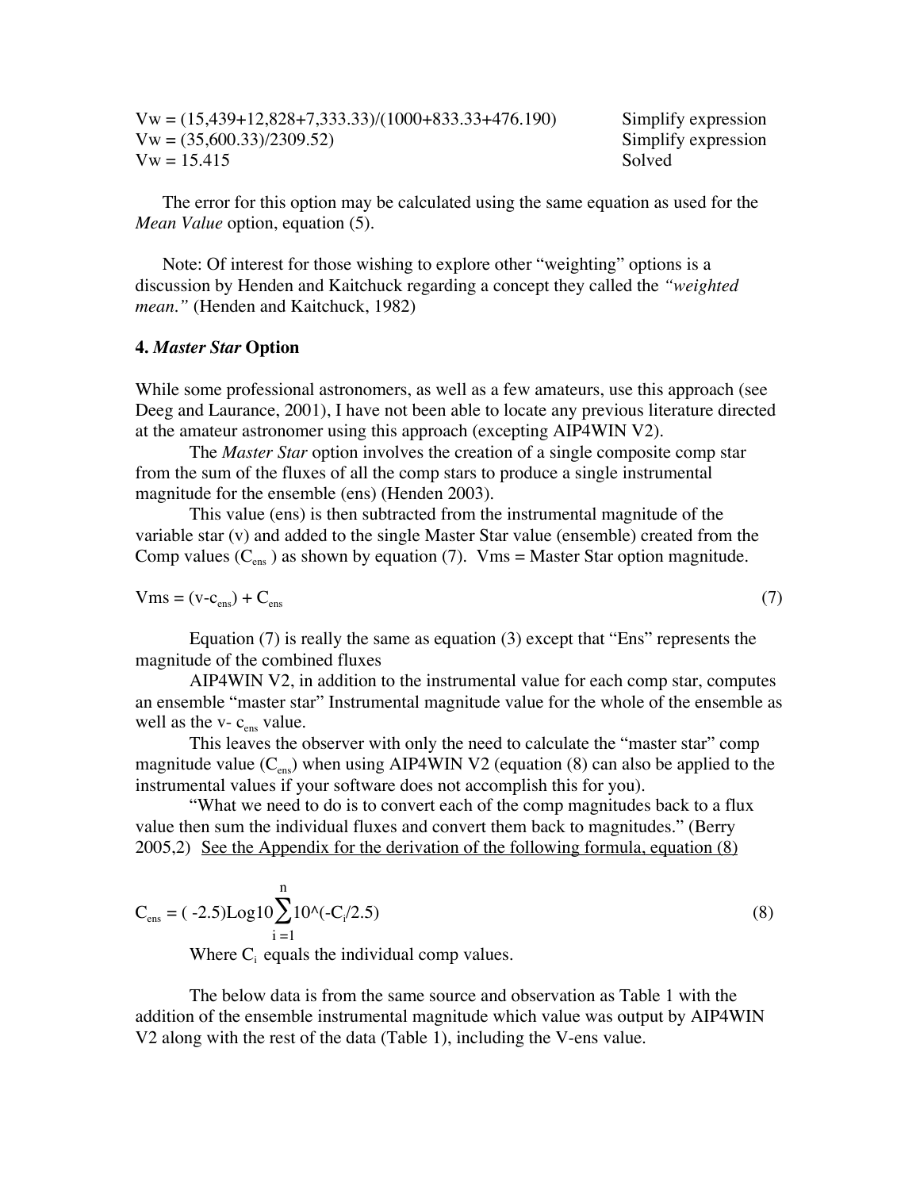Vw = (15,439+12,828+7,333.33)/(1000+833.33+476.190) Simplify expression
Vw = (35,600.33)/2309.52) Simplify expression
Vw = 15.415 Solved

The error for this option may be calculated using the same equation as used for the *Mean Value* option, equation (5).

Note: Of interest for those wishing to explore other "weighting" options is a discussion by Henden and Kaitchuck regarding a concept they called the *"weighted mean."* (Henden and Kaitchuck, 1982)

**4. *Master Star* Option**

While some professional astronomers, as well as a few amateurs, use this approach (see Deeg and Laurance, 2001), I have not been able to locate any previous literature directed at the amateur astronomer using this approach (excepting AIP4WIN V2).

The *Master Star* option involves the creation of a single composite comp star from the sum of the fluxes of all the comp stars to produce a single instrumental magnitude for the ensemble (ens) (Henden 2003).

This value (ens) is then subtracted from the instrumental magnitude of the variable star (v) and added to the single Master Star value (ensemble) created from the Comp values ($C_{ens}$) as shown by equation (7). Vms = Master Star option magnitude.

$$Vms = (v - c_{ens}) + C_{ens} \tag{7}$$

Equation (7) is really the same as equation (3) except that "Ens" represents the magnitude of the combined fluxes

AIP4WIN V2, in addition to the instrumental value for each comp star, computes an ensemble "master star" Instrumental magnitude value for the whole of the ensemble as well as the $v - c_{ens}$ value.

This leaves the observer with only the need to calculate the "master star" comp magnitude value ($C_{ens}$) when using AIP4WIN V2 (equation (8) can also be applied to the instrumental values if your software does not accomplish this for you).

"What we need to do is to convert each of the comp magnitudes back to a flux value then sum the individual fluxes and convert them back to magnitudes." (Berry 2005,2) See the Appendix for the derivation of the following formula, equation (8)

$$C_{ens} = (-2.5)\mathrm{Log10}\sum_{i=1}^{n} 10^{(-C_i/2.5)} \tag{8}$$

Where $C_i$ equals the individual comp values.

The below data is from the same source and observation as Table 1 with the addition of the ensemble instrumental magnitude which value was output by AIP4WIN V2 along with the rest of the data (Table 1), including the V-ens value.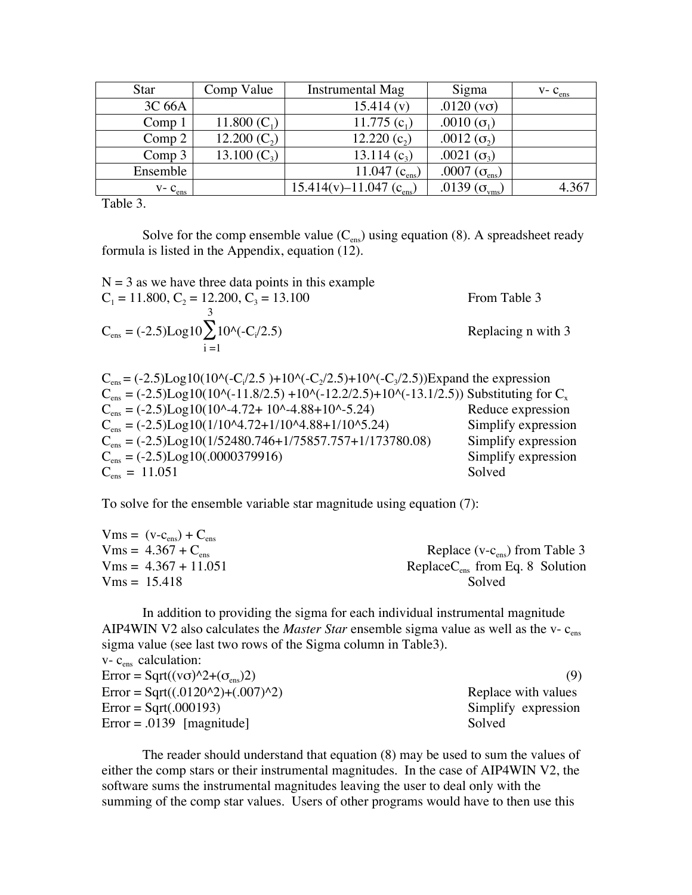| Star | Comp Value | Instrumental Mag | Sigma | v- $c_{ens}$ |
|---|---|---|---|---|
| 3C 66A | | 15.414 (v) | .0120 (vσ) | |
| Comp 1 | 11.800 ($C_1$) | 11.775 ($c_1$) | .0010 ($\sigma_1$) | |
| Comp 2 | 12.200 ($C_2$) | 12.220 ($c_2$) | .0012 ($\sigma_2$) | |
| Comp 3 | 13.100 ($C_3$) | 13.114 ($c_3$) | .0021 ($\sigma_3$) | |
| Ensemble | | 11.047 ($c_{ens}$) | .0007 ($\sigma_{ens}$) | |
| v- $c_{ens}$ | | 15.414(v)–11.047 ($c_{ens}$) | .0139 ($\sigma_{vms}$) | 4.367 |

Table 3.

Solve for the comp ensemble value ($C_{ens}$) using equation (8). A spreadsheet ready formula is listed in the Appendix, equation (12).

N = 3 as we have three data points in this example

$C_1 = 11.800$, $C_2 = 12.200$, $C_3 = 13.100$ — From Table 3

$$C_{ens} = (-2.5)\text{Log10}\sum_{i=1}^{3} 10\text{^}(-C_i/2.5)$$ Replacing n with 3

$C_{ens} = (-2.5)\text{Log10}(10\text{^}(-C_i/2.5) + 10\text{^}(-C_2/2.5) + 10\text{^}(-C_3/2.5))$ Expand the expression

$C_{ens} = (-2.5)\text{Log10}(10\text{^}(-11.8/2.5) + 10\text{^}(-12.2/2.5) + 10\text{^}(-13.1/2.5))$ Substituting for $C_x$

$C_{ens} = (-2.5)\text{Log10}(10\text{^}-4.72 + 10\text{^}-4.88 + 10\text{^}-5.24)$ Reduce expression

$C_{ens} = (-2.5)\text{Log10}(1/10\text{^}4.72 + 1/10\text{^}4.88 + 1/10\text{^}5.24)$ Simplify expression

$C_{ens} = (-2.5)\text{Log10}(1/52480.746 + 1/75857.757 + 1/173780.08)$ Simplify expression

$C_{ens} = (-2.5)\text{Log10}(.0000379916)$ Simplify expression

$C_{ens} = 11.051$ Solved

To solve for the ensemble variable star magnitude using equation (7):

$\text{Vms} = (v - c_{ens}) + C_{ens}$

$\text{Vms} = 4.367 + C_{ens}$ Replace ($v-c_{ens}$) from Table 3

$\text{Vms} = 4.367 + 11.051$ Replace $C_{ens}$ from Eq. 8 Solution

$\text{Vms} = 15.418$ Solved

In addition to providing the sigma for each individual instrumental magnitude AIP4WIN V2 also calculates the *Master Star* ensemble sigma value as well as the v- $c_{ens}$ sigma value (see last two rows of the Sigma column in Table3).

v- $c_{ens}$ calculation:

Error = Sqrt((vσ)^2+($\sigma_{ens}$)2) (9)

Error = Sqrt((.0120^2)+(.007)^2) Replace with values

Error = Sqrt(.000193) Simplify expression

Error = .0139 [magnitude] Solved

The reader should understand that equation (8) may be used to sum the values of either the comp stars or their instrumental magnitudes. In the case of AIP4WIN V2, the software sums the instrumental magnitudes leaving the user to deal only with the summing of the comp star values. Users of other programs would have to then use this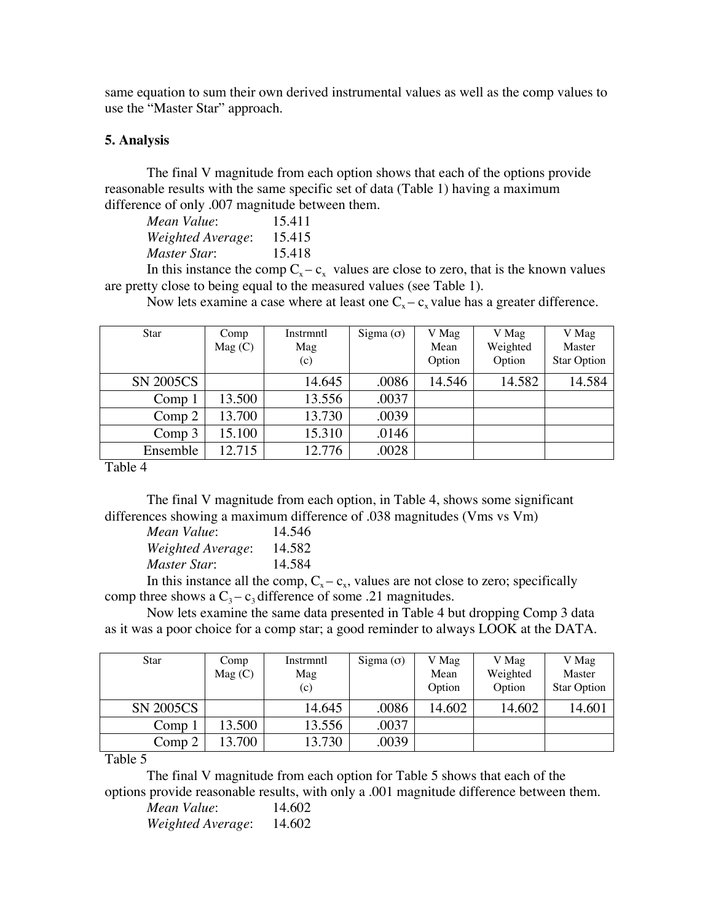same equation to sum their own derived instrumental values as well as the comp values to use the "Master Star" approach.

## 5. Analysis

The final V magnitude from each option shows that each of the options provide reasonable results with the same specific set of data (Table 1) having a maximum difference of only .007 magnitude between them.

*Mean Value*: 15.411
*Weighted Average*: 15.415
*Master Star*: 15.418

In this instance the comp $C_x - c_x$ values are close to zero, that is the known values are pretty close to being equal to the measured values (see Table 1).

Now lets examine a case where at least one $C_x - c_x$ value has a greater difference.

| Star | Comp Mag (C) | Instrmntl Mag (c) | Sigma (σ) | V Mag Mean Option | V Mag Weighted Option | V Mag Master Star Option |
|---|---|---|---|---|---|---|
| SN 2005CS | | 14.645 | .0086 | 14.546 | 14.582 | 14.584 |
| Comp 1 | 13.500 | 13.556 | .0037 | | | |
| Comp 2 | 13.700 | 13.730 | .0039 | | | |
| Comp 3 | 15.100 | 15.310 | .0146 | | | |
| Ensemble | 12.715 | 12.776 | .0028 | | | |

Table 4

The final V magnitude from each option, in Table 4, shows some significant differences showing a maximum difference of .038 magnitudes (Vms vs Vm)

*Mean Value*: 14.546
*Weighted Average*: 14.582
*Master Star*: 14.584

In this instance all the comp, $C_x - c_x$, values are not close to zero; specifically comp three shows a $C_3 - c_3$ difference of some .21 magnitudes.

Now lets examine the same data presented in Table 4 but dropping Comp 3 data as it was a poor choice for a comp star; a good reminder to always LOOK at the DATA.

| Star | Comp Mag (C) | Instrmntl Mag (c) | Sigma (σ) | V Mag Mean Option | V Mag Weighted Option | V Mag Master Star Option |
|---|---|---|---|---|---|---|
| SN 2005CS | | 14.645 | .0086 | 14.602 | 14.602 | 14.601 |
| Comp 1 | 13.500 | 13.556 | .0037 | | | |
| Comp 2 | 13.700 | 13.730 | .0039 | | | |

Table 5

The final V magnitude from each option for Table 5 shows that each of the options provide reasonable results, with only a .001 magnitude difference between them.

*Mean Value*: 14.602
*Weighted Average*: 14.602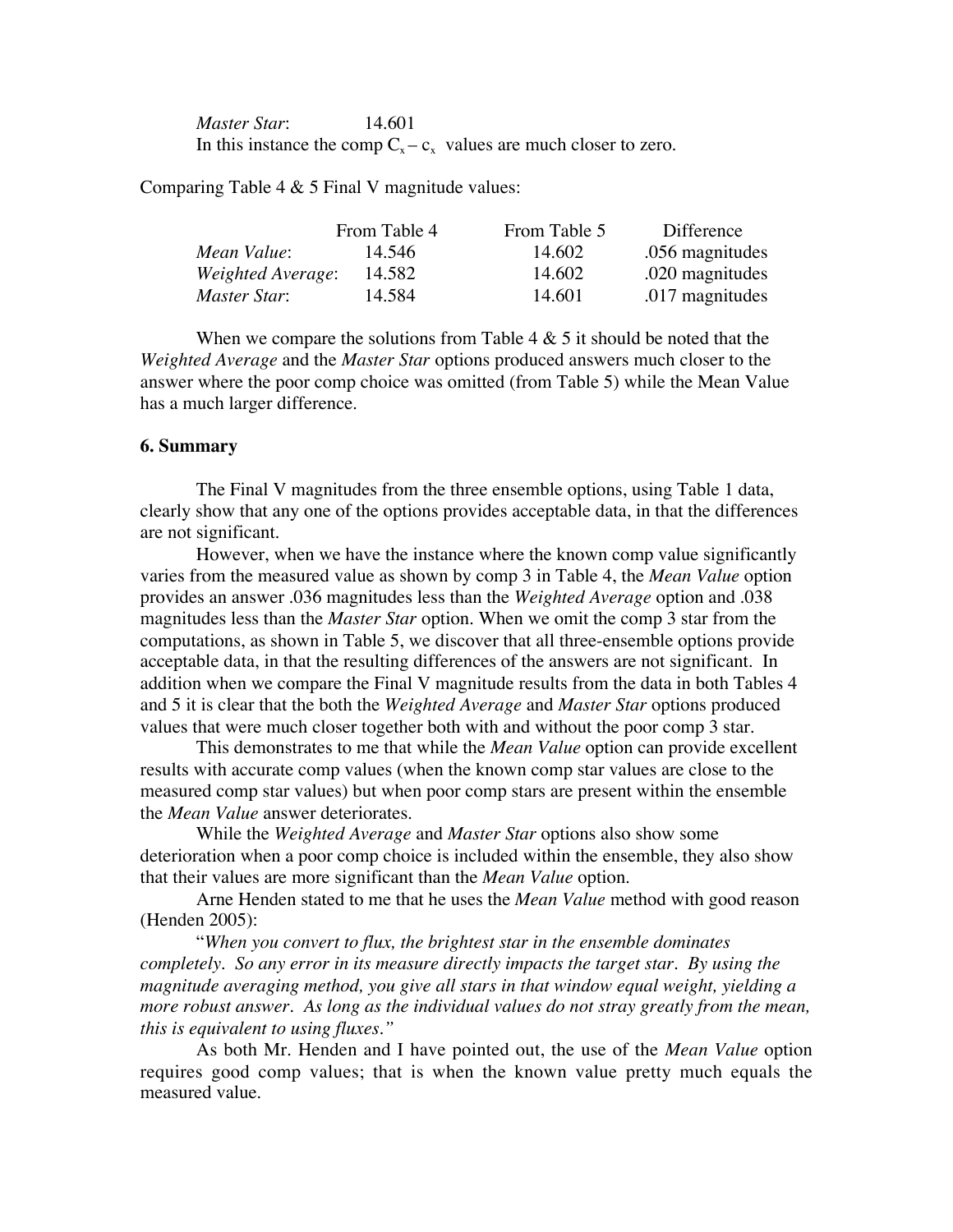*Master Star*: 14.601

In this instance the comp $C_x - c_x$ values are much closer to zero.

Comparing Table 4 & 5 Final V magnitude values:

| | From Table 4 | From Table 5 | Difference |
|---|---|---|---|
| *Mean Value*: | 14.546 | 14.602 | .056 magnitudes |
| *Weighted Average*: | 14.582 | 14.602 | .020 magnitudes |
| *Master Star*: | 14.584 | 14.601 | .017 magnitudes |

When we compare the solutions from Table 4 & 5 it should be noted that the *Weighted Average* and the *Master Star* options produced answers much closer to the answer where the poor comp choice was omitted (from Table 5) while the Mean Value has a much larger difference.

**6. Summary**

The Final V magnitudes from the three ensemble options, using Table 1 data, clearly show that any one of the options provides acceptable data, in that the differences are not significant.

However, when we have the instance where the known comp value significantly varies from the measured value as shown by comp 3 in Table 4, the *Mean Value* option provides an answer .036 magnitudes less than the *Weighted Average* option and .038 magnitudes less than the *Master Star* option. When we omit the comp 3 star from the computations, as shown in Table 5, we discover that all three-ensemble options provide acceptable data, in that the resulting differences of the answers are not significant. In addition when we compare the Final V magnitude results from the data in both Tables 4 and 5 it is clear that the both the *Weighted Average* and *Master Star* options produced values that were much closer together both with and without the poor comp 3 star.

This demonstrates to me that while the *Mean Value* option can provide excellent results with accurate comp values (when the known comp star values are close to the measured comp star values) but when poor comp stars are present within the ensemble the *Mean Value* answer deteriorates.

While the *Weighted Average* and *Master Star* options also show some deterioration when a poor comp choice is included within the ensemble, they also show that their values are more significant than the *Mean Value* option.

Arne Henden stated to me that he uses the *Mean Value* method with good reason (Henden 2005):

"*When you convert to flux, the brightest star in the ensemble dominates completely. So any error in its measure directly impacts the target star. By using the magnitude averaging method, you give all stars in that window equal weight, yielding a more robust answer. As long as the individual values do not stray greatly from the mean, this is equivalent to using fluxes.*"

As both Mr. Henden and I have pointed out, the use of the *Mean Value* option requires good comp values; that is when the known value pretty much equals the measured value.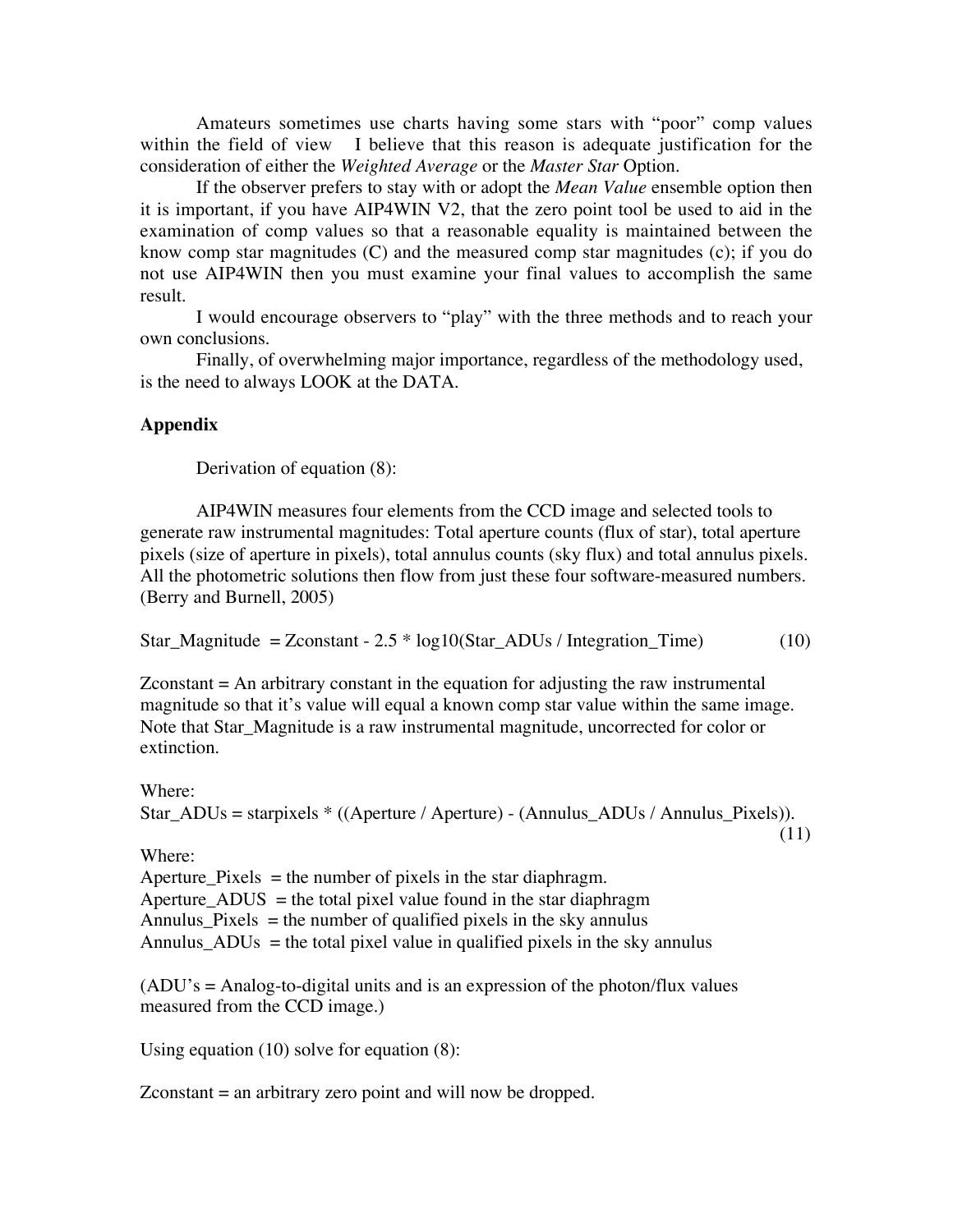Amateurs sometimes use charts having some stars with "poor" comp values within the field of view I believe that this reason is adequate justification for the consideration of either the *Weighted Average* or the *Master Star* Option.

If the observer prefers to stay with or adopt the *Mean Value* ensemble option then it is important, if you have AIP4WIN V2, that the zero point tool be used to aid in the examination of comp values so that a reasonable equality is maintained between the know comp star magnitudes (C) and the measured comp star magnitudes (c); if you do not use AIP4WIN then you must examine your final values to accomplish the same result.

I would encourage observers to "play" with the three methods and to reach your own conclusions.

Finally, of overwhelming major importance, regardless of the methodology used, is the need to always LOOK at the DATA.

**Appendix**

Derivation of equation (8):

AIP4WIN measures four elements from the CCD image and selected tools to generate raw instrumental magnitudes: Total aperture counts (flux of star), total aperture pixels (size of aperture in pixels), total annulus counts (sky flux) and total annulus pixels. All the photometric solutions then flow from just these four software-measured numbers. (Berry and Burnell, 2005)

Star_Magnitude = Zconstant - 2.5 * log10(Star_ADUs / Integration_Time) (10)

Zconstant = An arbitrary constant in the equation for adjusting the raw instrumental magnitude so that it's value will equal a known comp star value within the same image. Note that Star_Magnitude is a raw instrumental magnitude, uncorrected for color or extinction.

Where:
Star_ADUs = starpixels * ((Aperture / Aperture) - (Annulus_ADUs / Annulus_Pixels)). (11)

Where:
Aperture_Pixels = the number of pixels in the star diaphragm.
Aperture_ADUS = the total pixel value found in the star diaphragm
Annulus_Pixels = the number of qualified pixels in the sky annulus
Annulus_ADUs = the total pixel value in qualified pixels in the sky annulus

(ADU's = Analog-to-digital units and is an expression of the photon/flux values measured from the CCD image.)

Using equation (10) solve for equation (8):

Zconstant = an arbitrary zero point and will now be dropped.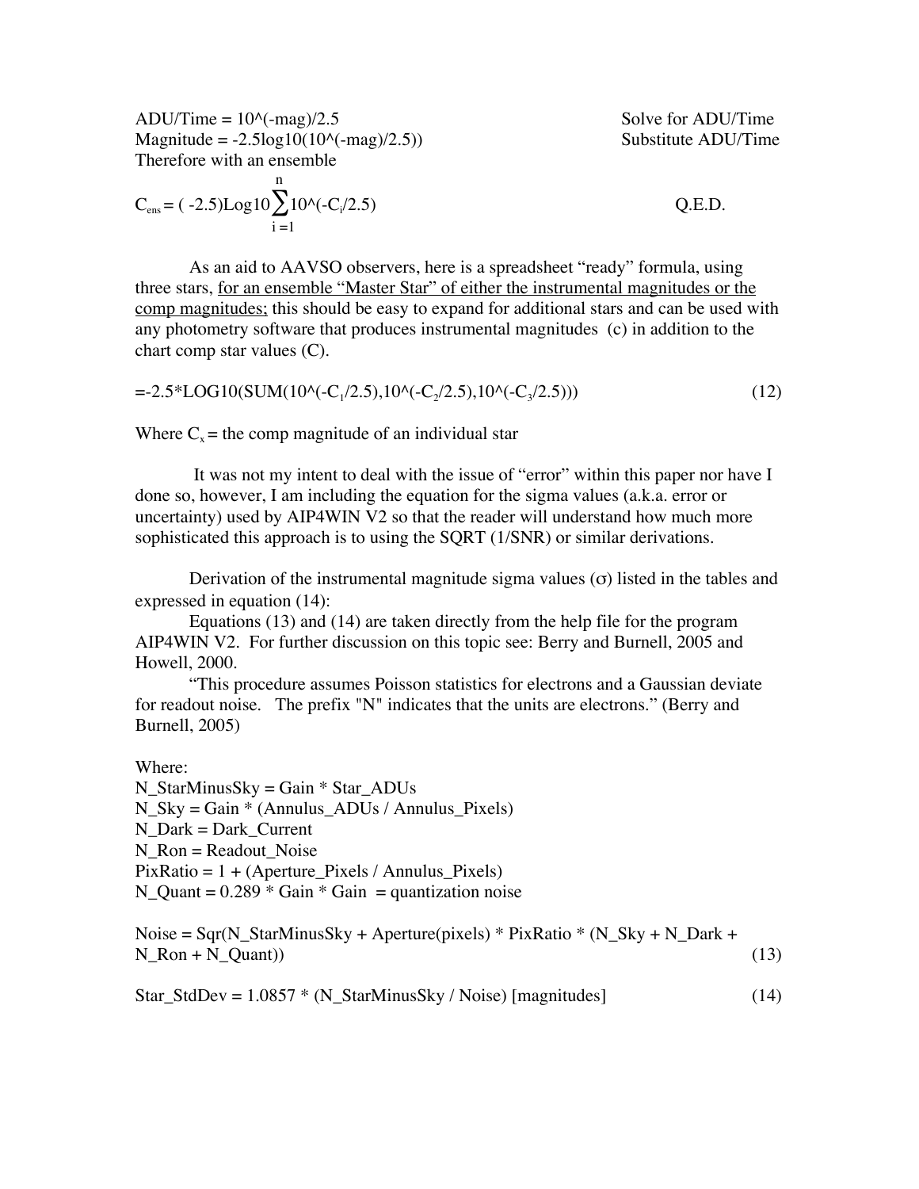ADU/Time = 10^(-mag)/2.5 Solve for ADU/Time

Magnitude = -2.5log10(10^(-mag)/2.5)) Substitute ADU/Time

Therefore with an ensemble

$$C_{ens} = (-2.5)\text{Log10}\sum_{i=1}^{n} 10\text{^}(-C_i/2.5) \qquad \text{Q.E.D.}$$

As an aid to AAVSO observers, here is a spreadsheet "ready" formula, using three stars, <u>for an ensemble "Master Star" of either the instrumental magnitudes or the comp magnitudes;</u> this should be easy to expand for additional stars and can be used with any photometry software that produces instrumental magnitudes (c) in addition to the chart comp star values (C).

$$=-2.5*\text{LOG10}(\text{SUM}(10\text{^}(-C_1/2.5),10\text{^}(-C_2/2.5),10\text{^}(-C_3/2.5))) \tag{12}$$

Where $C_x$ = the comp magnitude of an individual star

It was not my intent to deal with the issue of "error" within this paper nor have I done so, however, I am including the equation for the sigma values (a.k.a. error or uncertainty) used by AIP4WIN V2 so that the reader will understand how much more sophisticated this approach is to using the SQRT (1/SNR) or similar derivations.

Derivation of the instrumental magnitude sigma values (σ) listed in the tables and expressed in equation (14):

Equations (13) and (14) are taken directly from the help file for the program AIP4WIN V2. For further discussion on this topic see: Berry and Burnell, 2005 and Howell, 2000.

"This procedure assumes Poisson statistics for electrons and a Gaussian deviate for readout noise. The prefix "N" indicates that the units are electrons." (Berry and Burnell, 2005)

Where:

N_StarMinusSky = Gain * Star_ADUs

N_Sky = Gain * (Annulus_ADUs / Annulus_Pixels)

N_Dark = Dark_Current

N_Ron = Readout_Noise

PixRatio = 1 + (Aperture_Pixels / Annulus_Pixels)

N_Quant = 0.289 * Gain * Gain = quantization noise

Noise = Sqr(N_StarMinusSky + Aperture(pixels) * PixRatio * (N_Sky + N_Dark + N_Ron + N_Quant)) (13)

Star_StdDev = 1.0857 * (N_StarMinusSky / Noise) [magnitudes] (14)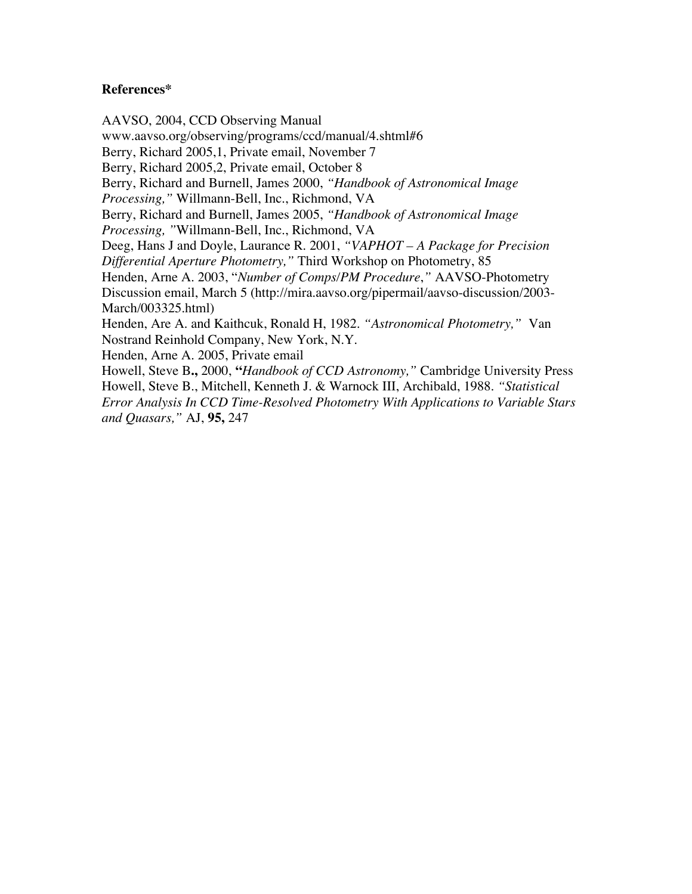**References***

AAVSO, 2004, CCD Observing Manual www.aavso.org/observing/programs/ccd/manual/4.shtml#6

Berry, Richard 2005,1, Private email, November 7

Berry, Richard 2005,2, Private email, October 8

Berry, Richard and Burnell, James 2000, *"Handbook of Astronomical Image Processing,"* Willmann-Bell, Inc., Richmond, VA

Berry, Richard and Burnell, James 2005, *"Handbook of Astronomical Image Processing, "*Willmann-Bell, Inc., Richmond, VA

Deeg, Hans J and Doyle, Laurance R. 2001, *"VAPHOT – A Package for Precision Differential Aperture Photometry,"* Third Workshop on Photometry, 85

Henden, Arne A. 2003, "*Number of Comps/PM Procedure*,*"* AAVSO-Photometry Discussion email, March 5 (http://mira.aavso.org/pipermail/aavso-discussion/2003-March/003325.html)

Henden, Are A. and Kaithcuk, Ronald H, 1982. *"Astronomical Photometry,"* Van Nostrand Reinhold Company, New York, N.Y.

Henden, Arne A. 2005, Private email

Howell, Steve B**.,** 2000, **"***Handbook of CCD Astronomy,"* Cambridge University Press

Howell, Steve B., Mitchell, Kenneth J. & Warnock III, Archibald, 1988. *"Statistical Error Analysis In CCD Time-Resolved Photometry With Applications to Variable Stars and Quasars,"* AJ, **95,** 247